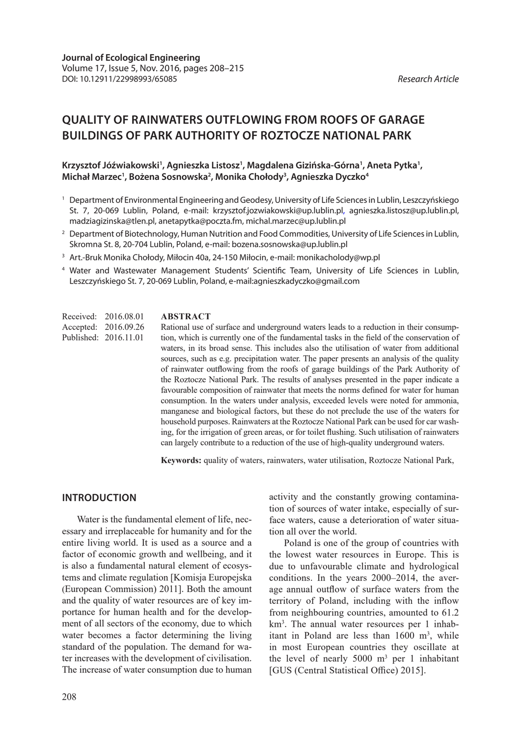**Journal of Ecological Engineering**
Volume 17, Issue 5, Nov. 2016, pages 208–215
DOI: 10.12911/22998993/65085

*Research Article*

# QUALITY OF RAINWATERS OUTFLOWING FROM ROOFS OF GARAGE BUILDINGS OF PARK AUTHORITY OF ROZTOCZE NATIONAL PARK

**Krzysztof Jóźwiakowski[1], Agnieszka Listosz[1], Magdalena Gizińska-Górna[1], Aneta Pytka[1], Michał Marzec[1], Bożena Sosnowska[2], Monika Chołody[3], Agnieszka Dyczko[4]**

[1] Department of Environmental Engineering and Geodesy, University of Life Sciences in Lublin, Leszczyńskiego St. 7, 20-069 Lublin, Poland, e-mail: krzysztof.jozwiakowski@up.lublin.pl, agnieszka.listosz@up.lublin.pl, madziagizinska@tlen.pl, anetapytka@poczta.fm, michal.marzec@up.lublin.pl

[2] Department of Biotechnology, Human Nutrition and Food Commodities, University of Life Sciences in Lublin, Skromna St. 8, 20-704 Lublin, Poland, e-mail: bozena.sosnowska@up.lublin.pl

[3] Art.-Bruk Monika Chołody, Miłocin 40a, 24-150 Miłocin, e-mail: monikacholody@wp.pl

[4] Water and Wastewater Management Students' Scientific Team, University of Life Sciences in Lublin, Leszczyńskiego St. 7, 20-069 Lublin, Poland, e-mail:agnieszkadyczko@gmail.com

Received: 2016.08.01
Accepted: 2016.09.26
Published: 2016.11.01

## ABSTRACT

Rational use of surface and underground waters leads to a reduction in their consumption, which is currently one of the fundamental tasks in the field of the conservation of waters, in its broad sense. This includes also the utilisation of water from additional sources, such as e.g. precipitation water. The paper presents an analysis of the quality of rainwater outflowing from the roofs of garage buildings of the Park Authority of the Roztocze National Park. The results of analyses presented in the paper indicate a favourable composition of rainwater that meets the norms defined for water for human consumption. In the waters under analysis, exceeded levels were noted for ammonia, manganese and biological factors, but these do not preclude the use of the waters for household purposes. Rainwaters at the Roztocze National Park can be used for car washing, for the irrigation of green areas, or for toilet flushing. Such utilisation of rainwaters can largely contribute to a reduction of the use of high-quality underground waters.

**Keywords:** quality of waters, rainwaters, water utilisation, Roztocze National Park,

## INTRODUCTION

Water is the fundamental element of life, necessary and irreplaceable for humanity and for the entire living world. It is used as a source and a factor of economic growth and wellbeing, and it is also a fundamental natural element of ecosystems and climate regulation [Komisja Europejska (European Commission) 2011]. Both the amount and the quality of water resources are of key importance for human health and for the development of all sectors of the economy, due to which water becomes a factor determining the living standard of the population. The demand for water increases with the development of civilisation. The increase of water consumption due to human activity and the constantly growing contamination of sources of water intake, especially of surface waters, cause a deterioration of water situation all over the world.

Poland is one of the group of countries with the lowest water resources in Europe. This is due to unfavourable climate and hydrological conditions. In the years 2000–2014, the average annual outflow of surface waters from the territory of Poland, including with the inflow from neighbouring countries, amounted to 61.2 km$^3$. The annual water resources per 1 inhabitant in Poland are less than 1600 m$^3$, while in most European countries they oscillate at the level of nearly 5000 m$^3$ per 1 inhabitant [GUS (Central Statistical Office) 2015].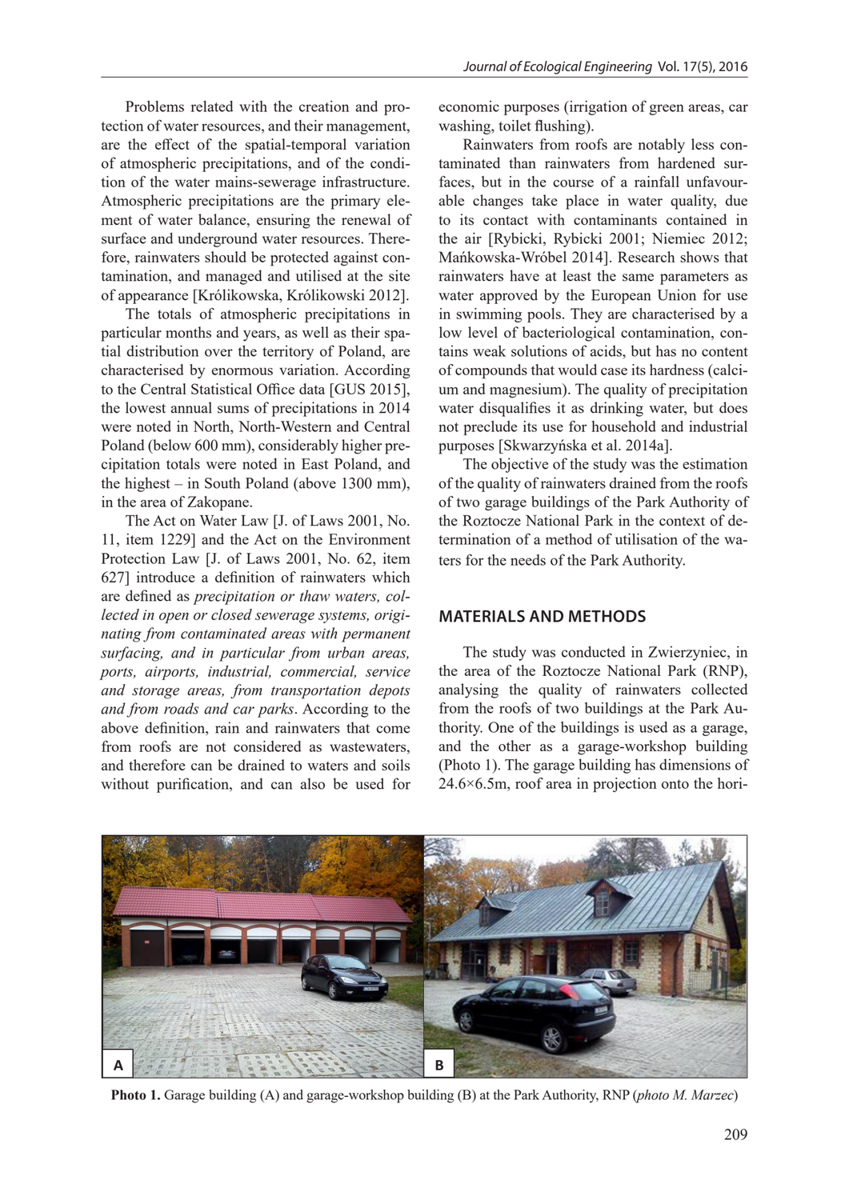Problems related with the creation and protection of water resources, and their management, are the effect of the spatial-temporal variation of atmospheric precipitations, and of the condition of the water mains-sewerage infrastructure. Atmospheric precipitations are the primary element of water balance, ensuring the renewal of surface and underground water resources. Therefore, rainwaters should be protected against contamination, and managed and utilised at the site of appearance [Królikowska, Królikowski 2012].

The totals of atmospheric precipitations in particular months and years, as well as their spatial distribution over the territory of Poland, are characterised by enormous variation. According to the Central Statistical Office data [GUS 2015], the lowest annual sums of precipitations in 2014 were noted in North, North-Western and Central Poland (below 600 mm), considerably higher precipitation totals were noted in East Poland, and the highest – in South Poland (above 1300 mm), in the area of Zakopane.

The Act on Water Law [J. of Laws 2001, No. 11, item 1229] and the Act on the Environment Protection Law [J. of Laws 2001, No. 62, item 627] introduce a definition of rainwaters which are defined as *precipitation or thaw waters, collected in open or closed sewerage systems, originating from contaminated areas with permanent surfacing, and in particular from urban areas, ports, airports, industrial, commercial, service and storage areas, from transportation depots and from roads and car parks*. According to the above definition, rain and rainwaters that come from roofs are not considered as wastewaters, and therefore can be drained to waters and soils without purification, and can also be used for economic purposes (irrigation of green areas, car washing, toilet flushing).

Rainwaters from roofs are notably less contaminated than rainwaters from hardened surfaces, but in the course of a rainfall unfavourable changes take place in water quality, due to its contact with contaminants contained in the air [Rybicki, Rybicki 2001; Niemiec 2012; Mańkowska-Wróbel 2014]. Research shows that rainwaters have at least the same parameters as water approved by the European Union for use in swimming pools. They are characterised by a low level of bacteriological contamination, contains weak solutions of acids, but has no content of compounds that would case its hardness (calcium and magnesium). The quality of precipitation water disqualifies it as drinking water, but does not preclude its use for household and industrial purposes [Skwarzyńska et al. 2014a].

The objective of the study was the estimation of the quality of rainwaters drained from the roofs of two garage buildings of the Park Authority of the Roztocze National Park in the context of determination of a method of utilisation of the waters for the needs of the Park Authority.

## MATERIALS AND METHODS

The study was conducted in Zwierzyniec, in the area of the Roztocze National Park (RNP), analysing the quality of rainwaters collected from the roofs of two buildings at the Park Authority. One of the buildings is used as a garage, and the other as a garage-workshop building (Photo 1). The garage building has dimensions of 24.6×6.5m, roof area in projection onto the hori-

**Photo 1.** Garage building (A) and garage-workshop building (B) at the Park Authority, RNP (*photo M. Marzec*)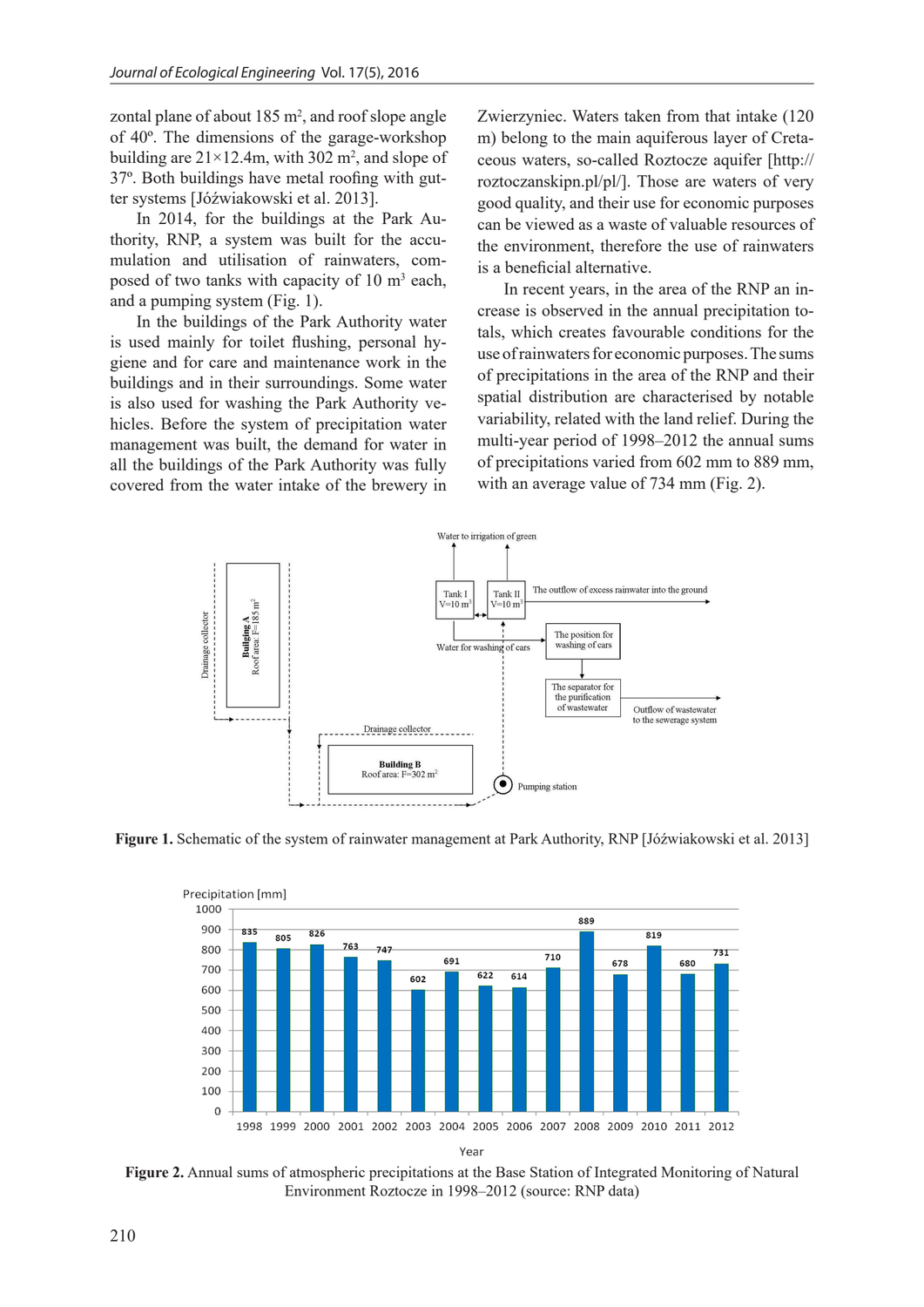zontal plane of about 185 m$^2$, and roof slope angle of 40º. The dimensions of the garage-workshop building are 21×12.4m, with 302 m$^2$, and slope of 37º. Both buildings have metal roofing with gutter systems [Jóźwiakowski et al. 2013].

In 2014, for the buildings at the Park Authority, RNP, a system was built for the accumulation and utilisation of rainwaters, composed of two tanks with capacity of 10 m$^3$ each, and a pumping system (Fig. 1).

In the buildings of the Park Authority water is used mainly for toilet flushing, personal hygiene and for care and maintenance work in the buildings and in their surroundings. Some water is also used for washing the Park Authority vehicles. Before the system of precipitation water management was built, the demand for water in all the buildings of the Park Authority was fully covered from the water intake of the brewery in Zwierzyniec. Waters taken from that intake (120 m) belong to the main aquiferous layer of Cretaceous waters, so-called Roztocze aquifer [http://roztoczanskipn.pl/pl/]. Those are waters of very good quality, and their use for economic purposes can be viewed as a waste of valuable resources of the environment, therefore the use of rainwaters is a beneficial alternative.

In recent years, in the area of the RNP an increase is observed in the annual precipitation totals, which creates favourable conditions for the use of rainwaters for economic purposes. The sums of precipitations in the area of the RNP and their spatial distribution are characterised by notable variability, related with the land relief. During the multi-year period of 1998–2012 the annual sums of precipitations varied from 602 mm to 889 mm, with an average value of 734 mm (Fig. 2).

**Figure 1.** Schematic of the system of rainwater management at Park Authority, RNP [Jóźwiakowski et al. 2013]

**Figure 2.** Annual sums of atmospheric precipitations at the Base Station of Integrated Monitoring of Natural Environment Roztocze in 1998–2012 (source: RNP data)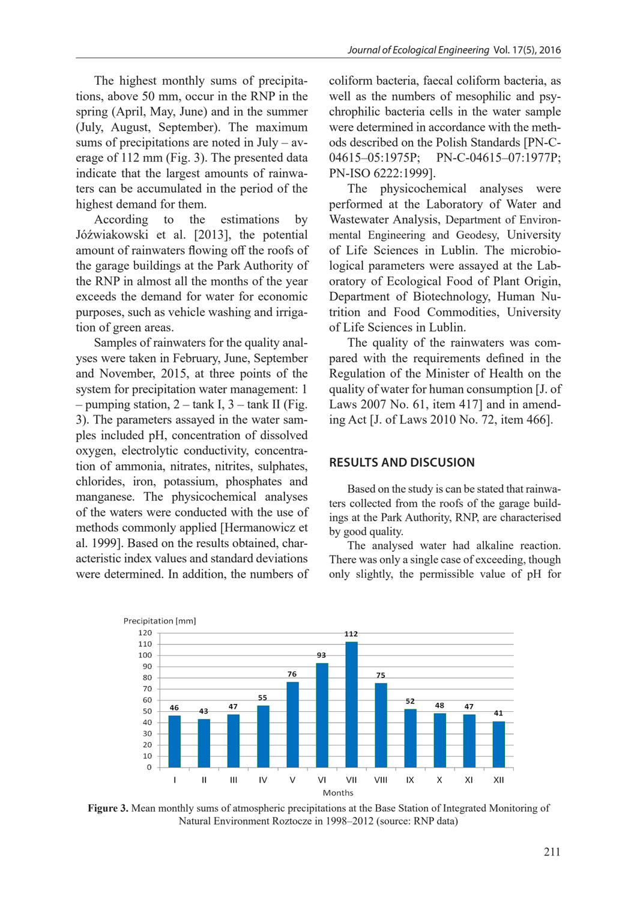The highest monthly sums of precipitations, above 50 mm, occur in the RNP in the spring (April, May, June) and in the summer (July, August, September). The maximum sums of precipitations are noted in July – average of 112 mm (Fig. 3). The presented data indicate that the largest amounts of rainwaters can be accumulated in the period of the highest demand for them.

According to the estimations by Jóźwiakowski et al. [2013], the potential amount of rainwaters flowing off the roofs of the garage buildings at the Park Authority of the RNP in almost all the months of the year exceeds the demand for water for economic purposes, such as vehicle washing and irrigation of green areas.

Samples of rainwaters for the quality analyses were taken in February, June, September and November, 2015, at three points of the system for precipitation water management: 1 – pumping station, 2 – tank I, 3 – tank II (Fig. 3). The parameters assayed in the water samples included pH, concentration of dissolved oxygen, electrolytic conductivity, concentration of ammonia, nitrates, nitrites, sulphates, chlorides, iron, potassium, phosphates and manganese. The physicochemical analyses of the waters were conducted with the use of methods commonly applied [Hermanowicz et al. 1999]. Based on the results obtained, characteristic index values and standard deviations were determined. In addition, the numbers of coliform bacteria, faecal coliform bacteria, as well as the numbers of mesophilic and psychrophilic bacteria cells in the water sample were determined in accordance with the methods described on the Polish Standards [PN-C-04615–05:1975P; PN-C-04615–07:1977P; PN-ISO 6222:1999].

The physicochemical analyses were performed at the Laboratory of Water and Wastewater Analysis, Department of Environmental Engineering and Geodesy, University of Life Sciences in Lublin. The microbiological parameters were assayed at the Laboratory of Ecological Food of Plant Origin, Department of Biotechnology, Human Nutrition and Food Commodities, University of Life Sciences in Lublin.

The quality of the rainwaters was compared with the requirements defined in the Regulation of the Minister of Health on the quality of water for human consumption [J. of Laws 2007 No. 61, item 417] and in amending Act [J. of Laws 2010 No. 72, item 466].

## RESULTS AND DISCUSION

Based on the study is can be stated that rainwaters collected from the roofs of the garage buildings at the Park Authority, RNP, are characterised by good quality.

The analysed water had alkaline reaction. There was only a single case of exceeding, though only slightly, the permissible value of pH for

Precipitation [mm]
120
110
100
90
80
70
60
50
40
30
20
10
0
46 43 47 55 76 93 112 75 52 48 47 41
I II III IV V VI VII VIII IX X XI XII
Months

**Figure 3.** Mean monthly sums of atmospheric precipitations at the Base Station of Integrated Monitoring of Natural Environment Roztocze in 1998–2012 (source: RNP data)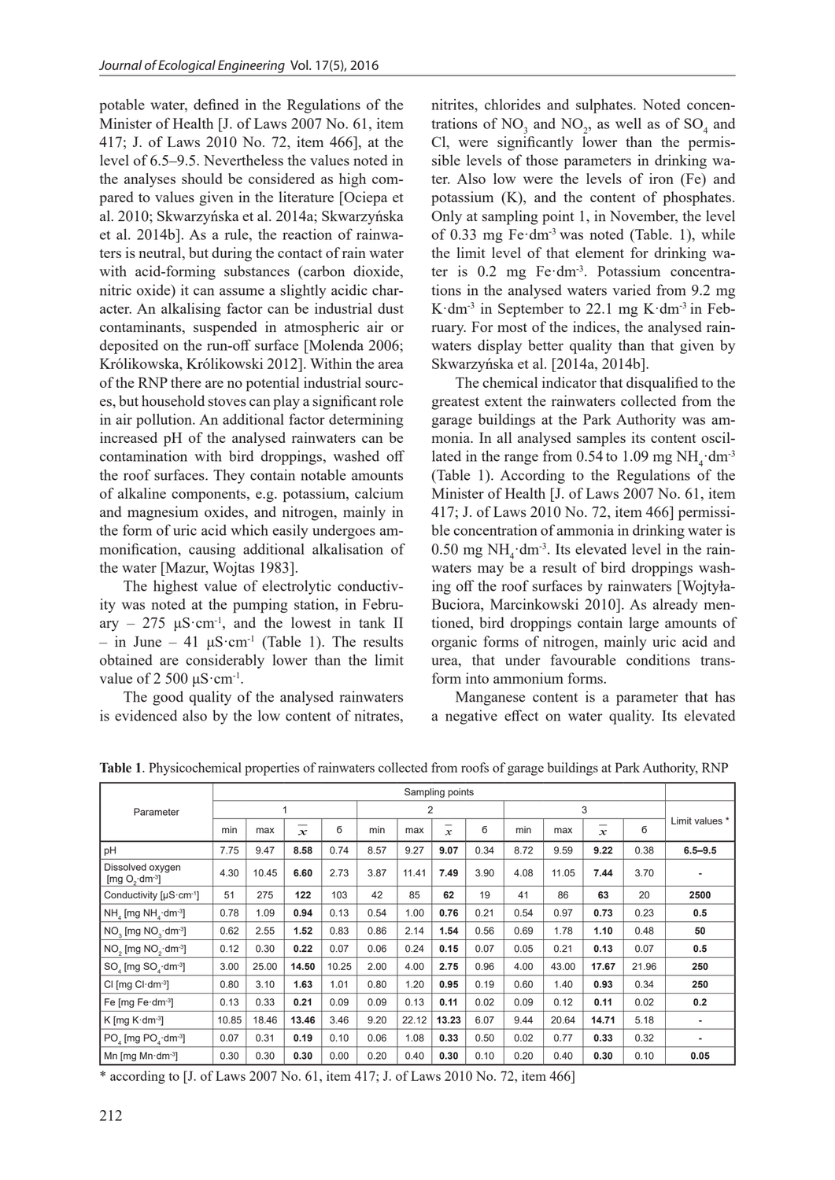potable water, defined in the Regulations of the Minister of Health [J. of Laws 2007 No. 61, item 417; J. of Laws 2010 No. 72, item 466], at the level of 6.5–9.5. Nevertheless the values noted in the analyses should be considered as high compared to values given in the literature [Ociepa et al. 2010; Skwarzyńska et al. 2014a; Skwarzyńska et al. 2014b]. As a rule, the reaction of rainwaters is neutral, but during the contact of rain water with acid-forming substances (carbon dioxide, nitric oxide) it can assume a slightly acidic character. An alkalising factor can be industrial dust contaminants, suspended in atmospheric air or deposited on the run-off surface [Molenda 2006; Królikowska, Królikowski 2012]. Within the area of the RNP there are no potential industrial sources, but household stoves can play a significant role in air pollution. An additional factor determining increased pH of the analysed rainwaters can be contamination with bird droppings, washed off the roof surfaces. They contain notable amounts of alkaline components, e.g. potassium, calcium and magnesium oxides, and nitrogen, mainly in the form of uric acid which easily undergoes ammonification, causing additional alkalisation of the water [Mazur, Wojtas 1983].

The highest value of electrolytic conductivity was noted at the pumping station, in February – 275 $\mu S \cdot cm^{-1}$, and the lowest in tank II – in June – 41 $\mu S \cdot cm^{-1}$ (Table 1). The results obtained are considerably lower than the limit value of 2 500 $\mu S \cdot cm^{-1}$.

The good quality of the analysed rainwaters is evidenced also by the low content of nitrates, nitrites, chlorides and sulphates. Noted concentrations of $NO_3$ and $NO_2$, as well as of $SO_4$ and Cl, were significantly lower than the permissible levels of those parameters in drinking water. Also low were the levels of iron (Fe) and potassium (K), and the content of phosphates. Only at sampling point 1, in November, the level of 0.33 mg $Fe \cdot dm^{-3}$ was noted (Table. 1), while the limit level of that element for drinking water is 0.2 mg $Fe \cdot dm^{-3}$. Potassium concentrations in the analysed waters varied from 9.2 mg $K \cdot dm^{-3}$ in September to 22.1 mg $K \cdot dm^{-3}$ in February. For most of the indices, the analysed rainwaters display better quality than that given by Skwarzyńska et al. [2014a, 2014b].

The chemical indicator that disqualified to the greatest extent the rainwaters collected from the garage buildings at the Park Authority was ammonia. In all analysed samples its content oscillated in the range from 0.54 to 1.09 mg $NH_4 \cdot dm^{-3}$ (Table 1). According to the Regulations of the Minister of Health [J. of Laws 2007 No. 61, item 417; J. of Laws 2010 No. 72, item 466] permissible concentration of ammonia in drinking water is 0.50 mg $NH_4 \cdot dm^{-3}$. Its elevated level in the rainwaters may be a result of bird droppings washing off the roof surfaces by rainwaters [Wojtyła-Buciora, Marcinkowski 2010]. As already mentioned, bird droppings contain large amounts of organic forms of nitrogen, mainly uric acid and urea, that under favourable conditions transform into ammonium forms.

Manganese content is a parameter that has a negative effect on water quality. Its elevated

**Table 1**. Physicochemical properties of rainwaters collected from roofs of garage buildings at Park Authority, RNP

| Parameter | Sampling points | | | | | | | | | | | | Limit values * |
|---|---|---|---|---|---|---|---|---|---|---|---|---|---|
| | 1 | | | | 2 | | | | 3 | | | | |
| | min | max | $\bar{x}$ | σ | min | max | $\bar{x}$ | σ | min | max | $\bar{x}$ | σ | |
| pH | 7.75 | 9.47 | **8.58** | 0.74 | 8.57 | 9.27 | **9.07** | 0.34 | 8.72 | 9.59 | **9.22** | 0.38 | **6.5–9.5** |
| Dissolved oxygen [mg $O_2 \cdot dm^{-3}$] | 4.30 | 10.45 | **6.60** | 2.73 | 3.87 | 11.41 | **7.49** | 3.90 | 4.08 | 11.05 | **7.44** | 3.70 | **-** |
| Conductivity [$\mu S \cdot cm^{-1}$] | 51 | 275 | **122** | 103 | 42 | 85 | **62** | 19 | 41 | 86 | **63** | 20 | **2500** |
| $NH_4$ [mg $NH_4 \cdot dm^{-3}$] | 0.78 | 1.09 | **0.94** | 0.13 | 0.54 | 1.00 | **0.76** | 0.21 | 0.54 | 0.97 | **0.73** | 0.23 | **0.5** |
| $NO_3$ [mg $NO_3 \cdot dm^{-3}$] | 0.62 | 2.55 | **1.52** | 0.83 | 0.86 | 2.14 | **1.54** | 0.56 | 0.69 | 1.78 | **1.10** | 0.48 | **50** |
| $NO_2$ [mg $NO_2 \cdot dm^{-3}$] | 0.12 | 0.30 | **0.22** | 0.07 | 0.06 | 0.24 | **0.15** | 0.07 | 0.05 | 0.21 | **0.13** | 0.07 | **0.5** |
| $SO_4$ [mg $SO_4 \cdot dm^{-3}$] | 3.00 | 25.00 | **14.50** | 10.25 | 2.00 | 4.00 | **2.75** | 0.96 | 4.00 | 43.00 | **17.67** | 21.96 | **250** |
| Cl [mg $Cl \cdot dm^{-3}$] | 0.80 | 3.10 | **1.63** | 1.01 | 0.80 | 1.20 | **0.95** | 0.19 | 0.60 | 1.40 | **0.93** | 0.34 | **250** |
| Fe [mg $Fe \cdot dm^{-3}$] | 0.13 | 0.33 | **0.21** | 0.09 | 0.09 | 0.13 | **0.11** | 0.02 | 0.09 | 0.12 | **0.11** | 0.02 | **0.2** |
| K [mg $K \cdot dm^{-3}$] | 10.85 | 18.46 | **13.46** | 3.46 | 9.20 | 22.12 | **13.23** | 6.07 | 9.44 | 20.64 | **14.71** | 5.18 | **-** |
| $PO_4$ [mg $PO_4 \cdot dm^{-3}$] | 0.07 | 0.31 | **0.19** | 0.10 | 0.06 | 1.08 | **0.33** | 0.50 | 0.02 | 0.77 | **0.33** | 0.32 | **-** |
| Mn [mg $Mn \cdot dm^{-3}$] | 0.30 | 0.30 | **0.30** | 0.00 | 0.20 | 0.40 | **0.30** | 0.10 | 0.20 | 0.40 | **0.30** | 0.10 | **0.05** |

* according to [J. of Laws 2007 No. 61, item 417; J. of Laws 2010 No. 72, item 466]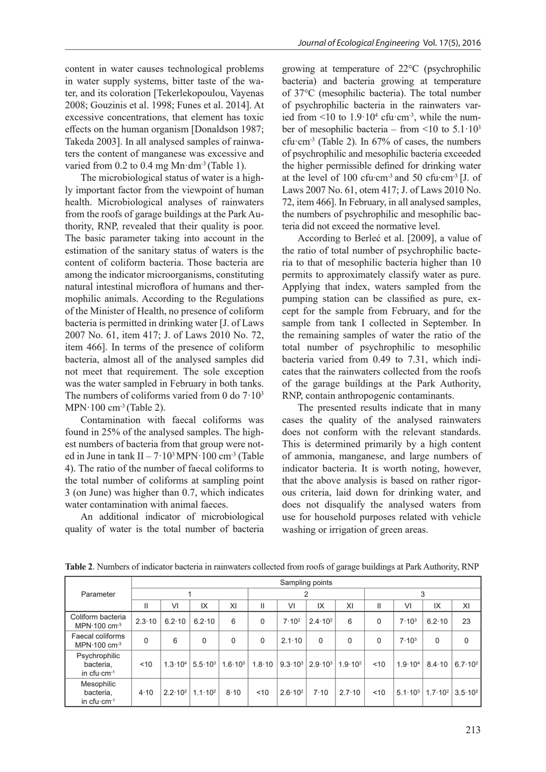content in water causes technological problems in water supply systems, bitter taste of the water, and its coloration [Tekerlekopoulou, Vayenas 2008; Gouzinis et al. 1998; Funes et al. 2014]. At excessive concentrations, that element has toxic effects on the human organism [Donaldson 1987; Takeda 2003]. In all analysed samples of rainwaters the content of manganese was excessive and varied from 0.2 to 0.4 mg Mn·dm$^{-3}$ (Table 1).

The microbiological status of water is a highly important factor from the viewpoint of human health. Microbiological analyses of rainwaters from the roofs of garage buildings at the Park Authority, RNP, revealed that their quality is poor. The basic parameter taking into account in the estimation of the sanitary status of waters is the content of coliform bacteria. Those bacteria are among the indicator microorganisms, constituting natural intestinal microflora of humans and thermophilic animals. According to the Regulations of the Minister of Health, no presence of coliform bacteria is permitted in drinking water [J. of Laws 2007 No. 61, item 417; J. of Laws 2010 No. 72, item 466]. In terms of the presence of coliform bacteria, almost all of the analysed samples did not meet that requirement. The sole exception was the water sampled in February in both tanks. The numbers of coliforms varied from 0 do 7·10$^{3}$ MPN·100 cm$^{-3}$ (Table 2).

Contamination with faecal coliforms was found in 25% of the analysed samples. The highest numbers of bacteria from that group were noted in June in tank II – 7·10$^{3}$ MPN·100 cm$^{-3}$ (Table 4). The ratio of the number of faecal coliforms to the total number of coliforms at sampling point 3 (on June) was higher than 0.7, which indicates water contamination with animal faeces.

An additional indicator of microbiological quality of water is the total number of bacteria growing at temperature of 22°C (psychrophilic bacteria) and bacteria growing at temperature of 37°C (mesophilic bacteria). The total number of psychrophilic bacteria in the rainwaters varied from <10 to 1.9·10$^{4}$ cfu·cm$^{-3}$, while the number of mesophilic bacteria – from <10 to 5.1·10$^{3}$ cfu·cm$^{-3}$ (Table 2). In 67% of cases, the numbers of psychrophilic and mesophilic bacteria exceeded the higher permissible defined for drinking water at the level of 100 cfu·cm$^{-3}$ and 50 cfu·cm$^{-3}$ [J. of Laws 2007 No. 61, otem 417; J. of Laws 2010 No. 72, item 466]. In February, in all analysed samples, the numbers of psychrophilic and mesophilic bacteria did not exceed the normative level.

According to Berleć et al. [2009], a value of the ratio of total number of psychrophilic bacteria to that of mesophilic bacteria higher than 10 permits to approximately classify water as pure. Applying that index, waters sampled from the pumping station can be classified as pure, except for the sample from February, and for the sample from tank I collected in September. In the remaining samples of water the ratio of the total number of psychrophilic to mesophilic bacteria varied from 0.49 to 7.31, which indicates that the rainwaters collected from the roofs of the garage buildings at the Park Authority, RNP, contain anthropogenic contaminants.

The presented results indicate that in many cases the quality of the analysed rainwaters does not conform with the relevant standards. This is determined primarily by a high content of ammonia, manganese, and large numbers of indicator bacteria. It is worth noting, however, that the above analysis is based on rather rigorous criteria, laid down for drinking water, and does not disqualify the analysed waters from use for household purposes related with vehicle washing or irrigation of green areas.

**Table 2**. Numbers of indicator bacteria in rainwaters collected from roofs of garage buildings at Park Authority, RNP

| Parameter | Sampling points | | | | | | | | | | | |
|---|---|---|---|---|---|---|---|---|---|---|---|---|
| | 1 | | | | 2 | | | | 3 | | | |
| | II | VI | IX | XI | II | VI | IX | XI | II | VI | IX | XI |
| Coliform bacteria MPN·100 cm$^{-3}$ | 2.3·10 | 6.2·10 | 6.2·10 | 6 | 0 | 7·10$^{2}$ | 2.4·10$^{2}$ | 6 | 0 | 7·10$^{3}$ | 6.2·10 | 23 |
| Faecal coliforms MPN·100 cm$^{-3}$ | 0 | 6 | 0 | 0 | 0 | 2.1·10 | 0 | 0 | 0 | 7·10$^{3}$ | 0 | 0 |
| Psychrophilic bacteria, in cfu·cm$^{-1}$ | <10 | 1.3·10$^{4}$ | 5.5·10$^{3}$ | 1.6·10$^{3}$ | 1.8·10 | 9.3·10$^{3}$ | 2.9·10$^{3}$ | 1.9·10$^{2}$ | <10 | 1.9·10$^{4}$ | 8.4·10 | 6.7·10$^{2}$ |
| Mesophilic bacteria, in cfu·cm$^{-1}$ | 4·10 | 2.2·10$^{2}$ | 1.1·10$^{2}$ | 8·10 | <10 | 2.6·10$^{2}$ | 7·10 | 2.7·10 | <10 | 5.1·10$^{3}$ | 1.7·10$^{2}$ | 3.5·10$^{2}$ |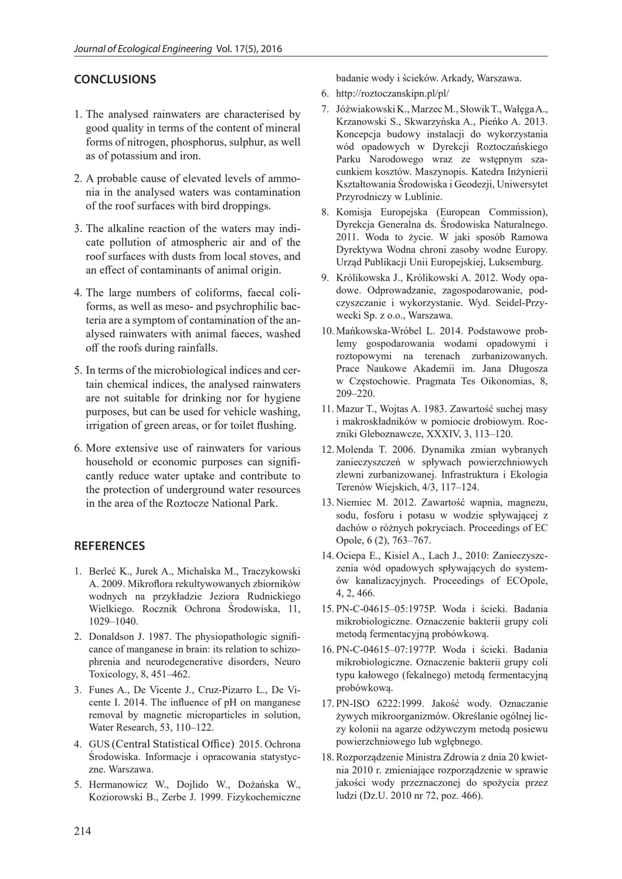## CONCLUSIONS

1. The analysed rainwaters are characterised by good quality in terms of the content of mineral forms of nitrogen, phosphorus, sulphur, as well as of potassium and iron.
2. A probable cause of elevated levels of ammonia in the analysed waters was contamination of the roof surfaces with bird droppings.
3. The alkaline reaction of the waters may indicate pollution of atmospheric air and of the roof surfaces with dusts from local stoves, and an effect of contaminants of animal origin.
4. The large numbers of coliforms, faecal coliforms, as well as meso- and psychrophilic bacteria are a symptom of contamination of the analysed rainwaters with animal faeces, washed off the roofs during rainfalls.
5. In terms of the microbiological indices and certain chemical indices, the analysed rainwaters are not suitable for drinking nor for hygiene purposes, but can be used for vehicle washing, irrigation of green areas, or for toilet flushing.
6. More extensive use of rainwaters for various household or economic purposes can significantly reduce water uptake and contribute to the protection of underground water resources in the area of the Roztocze National Park.

## REFERENCES

1. Berleć K., Jurek A., Michalska M., Traczykowski A. 2009. Mikroflora rekultywowanych zbiorników wodnych na przykładzie Jeziora Rudnickiego Wielkiego. Rocznik Ochrona Środowiska, 11, 1029–1040.
2. Donaldson J. 1987. The physiopathologic significance of manganese in brain: its relation to schizophrenia and neurodegenerative disorders, Neuro Toxicology, 8, 451–462.
3. Funes A., De Vicente J., Cruz-Pizarro L., De Vicente I. 2014. The influence of pH on manganese removal by magnetic microparticles in solution, Water Research, 53, 110–122.
4. GUS (Central Statistical Office) 2015. Ochrona Środowiska. Informacje i opracowania statystyczne. Warszawa.
5. Hermanowicz W., Dojlido W., Dożańska W., Koziorowski B., Zerbe J. 1999. Fizykochemiczne badanie wody i ścieków. Arkady, Warszawa.
6. http://roztoczanskipn.pl/pl/
7. Jóźwiakowski K., Marzec M., Słowik T., Wałęga A., Krzanowski S., Skwarzyńska A., Pieńko A. 2013. Koncepcja budowy instalacji do wykorzystania wód opadowych w Dyrekcji Roztoczańskiego Parku Narodowego wraz ze wstępnym szacunkiem kosztów. Maszynopis. Katedra Inżynierii Kształtowania Środowiska i Geodezji, Uniwersytet Przyrodniczy w Lublinie.
8. Komisja Europejska (European Commission), Dyrekcja Generalna ds. Środowiska Naturalnego. 2011. Woda to życie. W jaki sposób Ramowa Dyrektywa Wodna chroni zasoby wodne Europy. Urząd Publikacji Unii Europejskiej, Luksemburg.
9. Królikowska J., Królikowski A. 2012. Wody opadowe. Odprowadzanie, zagospodarowanie, podczyszczanie i wykorzystanie. Wyd. Seidel-Przywecki Sp. z o.o., Warszawa.
10. Mańkowska-Wróbel L. 2014. Podstawowe problemy gospodarowania wodami opadowymi i roztopowymi na terenach zurbanizowanych. Prace Naukowe Akademii im. Jana Długosza w Częstochowie. Pragmata Tes Oikonomias, 8, 209–220.
11. Mazur T., Wojtas A. 1983. Zawartość suchej masy i makroskładników w pomiocie drobiowym. Roczniki Gleboznawcze, XXXIV, 3, 113–120.
12. Molenda T. 2006. Dynamika zmian wybranych zanieczyszczeń w spływach powierzchniowych zlewni zurbanizowanej. Infrastruktura i Ekologia Terenów Wiejskich, 4/3, 117–124.
13. Niemiec M. 2012. Zawartość wapnia, magnezu, sodu, fosforu i potasu w wodzie spływającej z dachów o różnych pokryciach. Proceedings of EC Opole, 6 (2), 763–767.
14. Ociepa E., Kisiel A., Lach J., 2010: Zanieczyszczenia wód opadowych spływających do systemów kanalizacyjnych. Proceedings of ECOpole, 4, 2, 466.
15. PN-C-04615–05:1975P. Woda i ścieki. Badania mikrobiologiczne. Oznaczenie bakterii grupy coli metodą fermentacyjną probówkową.
16. PN-C-04615–07:1977P. Woda i ścieki. Badania mikrobiologiczne. Oznaczenie bakterii grupy coli typu kałowego (fekalnego) metodą fermentacyjną probówkową.
17. PN-ISO 6222:1999. Jakość wody. Oznaczanie żywych mikroorganizmów. Określanie ogólnej liczy kolonii na agarze odżywczym metodą posiewu powierzchniowego lub wgłębnego.
18. Rozporządzenie Ministra Zdrowia z dnia 20 kwietnia 2010 r. zmieniające rozporządzenie w sprawie jakości wody przeznaczonej do spożycia przez ludzi (Dz.U. 2010 nr 72, poz. 466).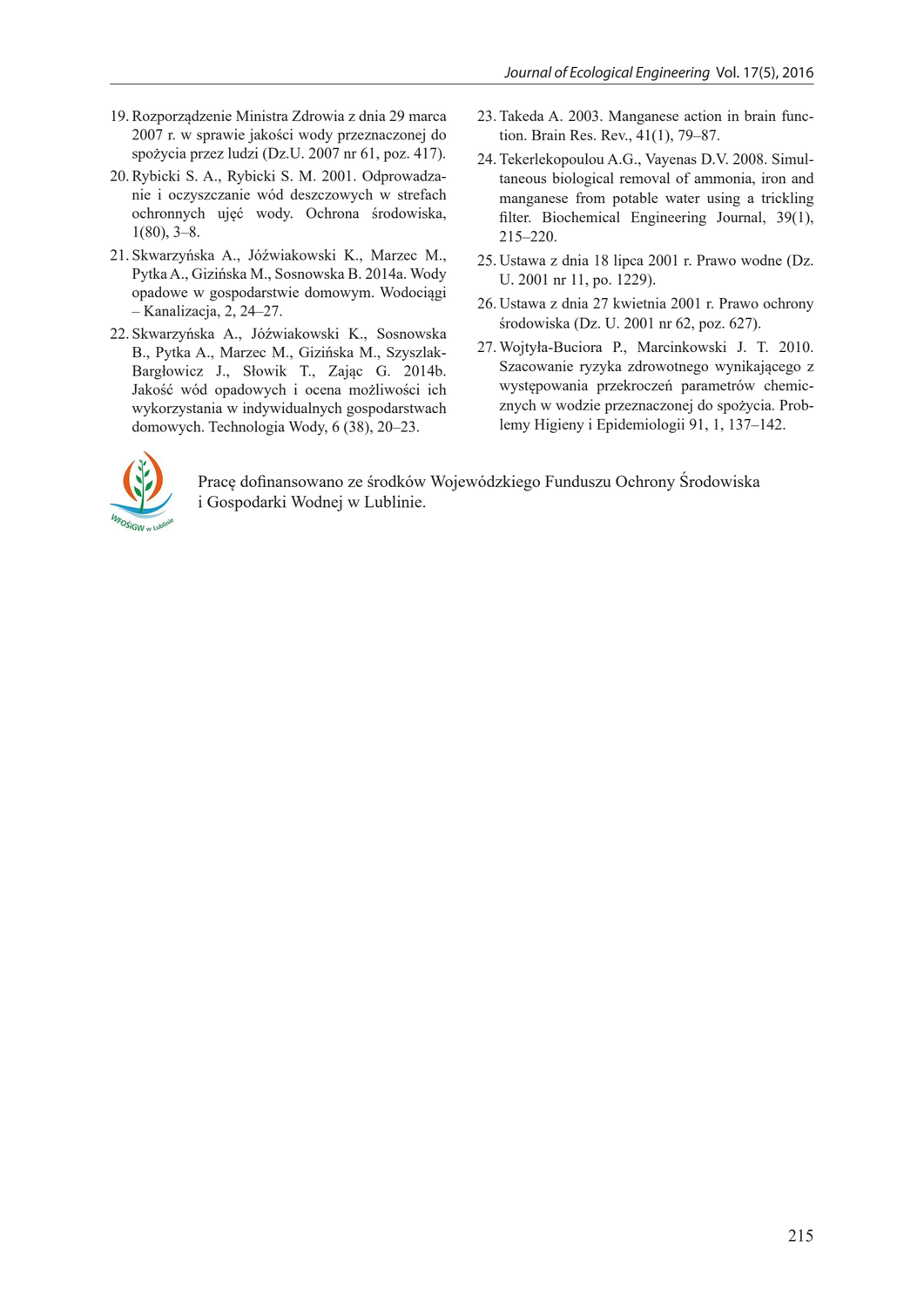19. Rozporządzenie Ministra Zdrowia z dnia 29 marca 2007 r. w sprawie jakości wody przeznaczonej do spożycia przez ludzi (Dz.U. 2007 nr 61, poz. 417).
20. Rybicki S. A., Rybicki S. M. 2001. Odprowadzanie i oczyszczanie wód deszczowych w strefach ochronnych ujęć wody. Ochrona środowiska, 1(80), 3–8.
21. Skwarzyńska A., Jóźwiakowski K., Marzec M., Pytka A., Gizińska M., Sosnowska B. 2014a. Wody opadowe w gospodarstwie domowym. Wodociągi – Kanalizacja, 2, 24–27.
22. Skwarzyńska A., Jóźwiakowski K., Sosnowska B., Pytka A., Marzec M., Gizińska M., Szyszlak-Bargłowicz J., Słowik T., Zając G. 2014b. Jakość wód opadowych i ocena możliwości ich wykorzystania w indywidualnych gospodarstwach domowych. Technologia Wody, 6 (38), 20–23.
23. Takeda A. 2003. Manganese action in brain function. Brain Res. Rev., 41(1), 79–87.
24. Tekerlekopoulou A.G., Vayenas D.V. 2008. Simultaneous biological removal of ammonia, iron and manganese from potable water using a trickling filter. Biochemical Engineering Journal, 39(1), 215–220.
25. Ustawa z dnia 18 lipca 2001 r. Prawo wodne (Dz. U. 2001 nr 11, po. 1229).
26. Ustawa z dnia 27 kwietnia 2001 r. Prawo ochrony środowiska (Dz. U. 2001 nr 62, poz. 627).
27. Wojtyła-Buciora P., Marcinkowski J. T. 2010. Szacowanie ryzyka zdrowotnego wynikającego z występowania przekroczeń parametrów chemicznych w wodzie przeznaczonej do spożycia. Problemy Higieny i Epidemiologii 91, 1, 137–142.

WFOŚiGW w Lublinie

Pracę dofinansowano ze środków Wojewódzkiego Funduszu Ochrony Środowiska i Gospodarki Wodnej w Lublinie.